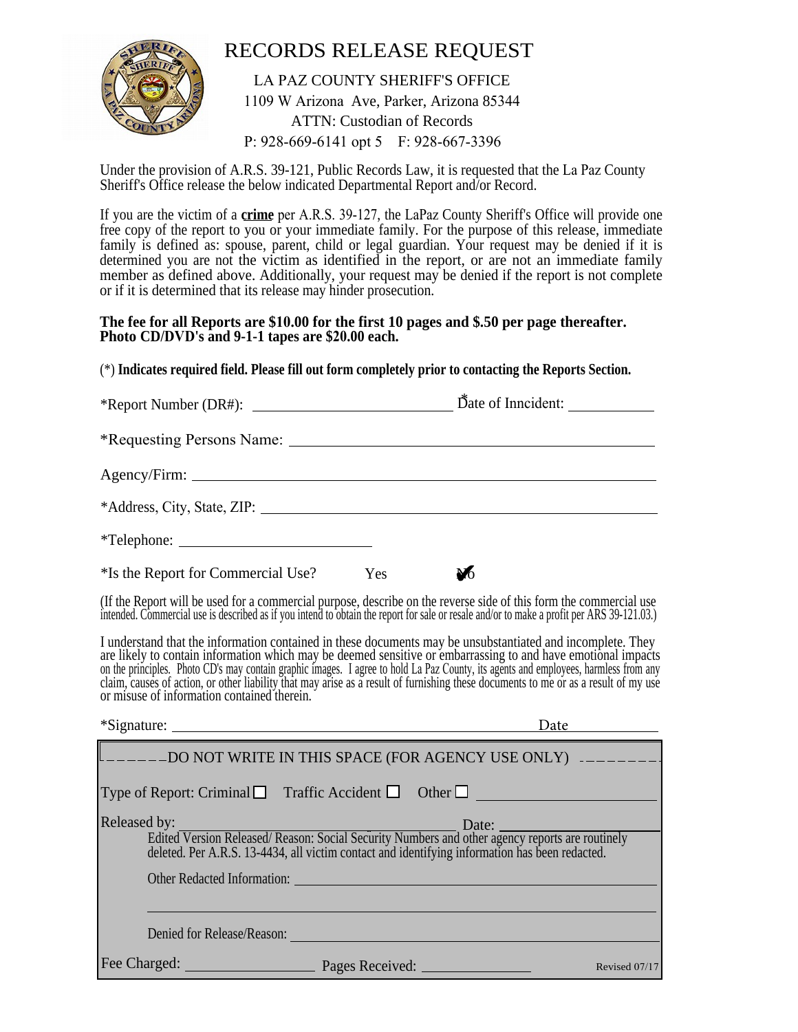# RECORDS RELEASE REQUEST

LA PAZ COUNTY SHERIFF'S OFFICE
1109 W Arizona Ave, Parker, Arizona 85344
ATTN: Custodian of Records
P: 928-669-6141 opt 5 F: 928-667-3396

Under the provision of A.R.S. 39-121, Public Records Law, it is requested that the La Paz County Sheriff's Office release the below indicated Departmental Report and/or Record.

If you are the victim of a **crime** per A.R.S. 39-127, the LaPaz County Sheriff's Office will provide one free copy of the report to you or your immediate family. For the purpose of this release, immediate family is defined as: spouse, parent, child or legal guardian. Your request may be denied if it is determined you are not the victim as identified in the report, or are not an immediate family member as defined above. Additionally, your request may be denied if the report is not complete or if it is determined that its release may hinder prosecution.

**The fee for all Reports are $10.00 for the first 10 pages and $.50 per page thereafter. Photo CD/DVD's and 9-1-1 tapes are $20.00 each.**

(*) **Indicates required field. Please fill out form completely prior to contacting the Reports Section.**

*Report Number (DR#): ______________________ *Date of Inncident: ____________

*Requesting Persons Name: ______________________________________

Agency/Firm: ______________________________________

*Address, City, State, ZIP: ______________________________________

*Telephone: ______________________

*Is the Report for Commercial Use? Yes ☐ No ☑

(If the Report will be used for a commercial purpose, describe on the reverse side of this form the commercial use intended. Commercial use is described as if you intend to obtain the report for sale or resale and/or to make a profit per ARS 39-121.03.)

I understand that the information contained in these documents may be unsubstantiated and incomplete. They are likely to contain information which may be deemed sensitive or embarrassing to and have emotional impacts on the principles. Photo CD's may contain graphic images. I agree to hold La Paz County, its agents and employees, harmless from any claim, causes of action, or other liability that may arise as a result of furnishing these documents to me or as a result of my use or misuse of information contained therein.

*Signature: ______________________________________ Date ____________

---

DO NOT WRITE IN THIS SPACE (FOR AGENCY USE ONLY)

Type of Report: Criminal ☐ Traffic Accident ☐ Other ☐ ______________________

Released by: ______________________________ Date: ______________________

Edited Version Released/ Reason: Social Security Numbers and other agency reports are routinely deleted. Per A.R.S. 13-4434, all victim contact and identifying information has been redacted.

Other Redacted Information: ______________________________________

Denied for Release/Reason: ______________________________________

Fee Charged: ______________ Pages Received: ______________ Revised 07/17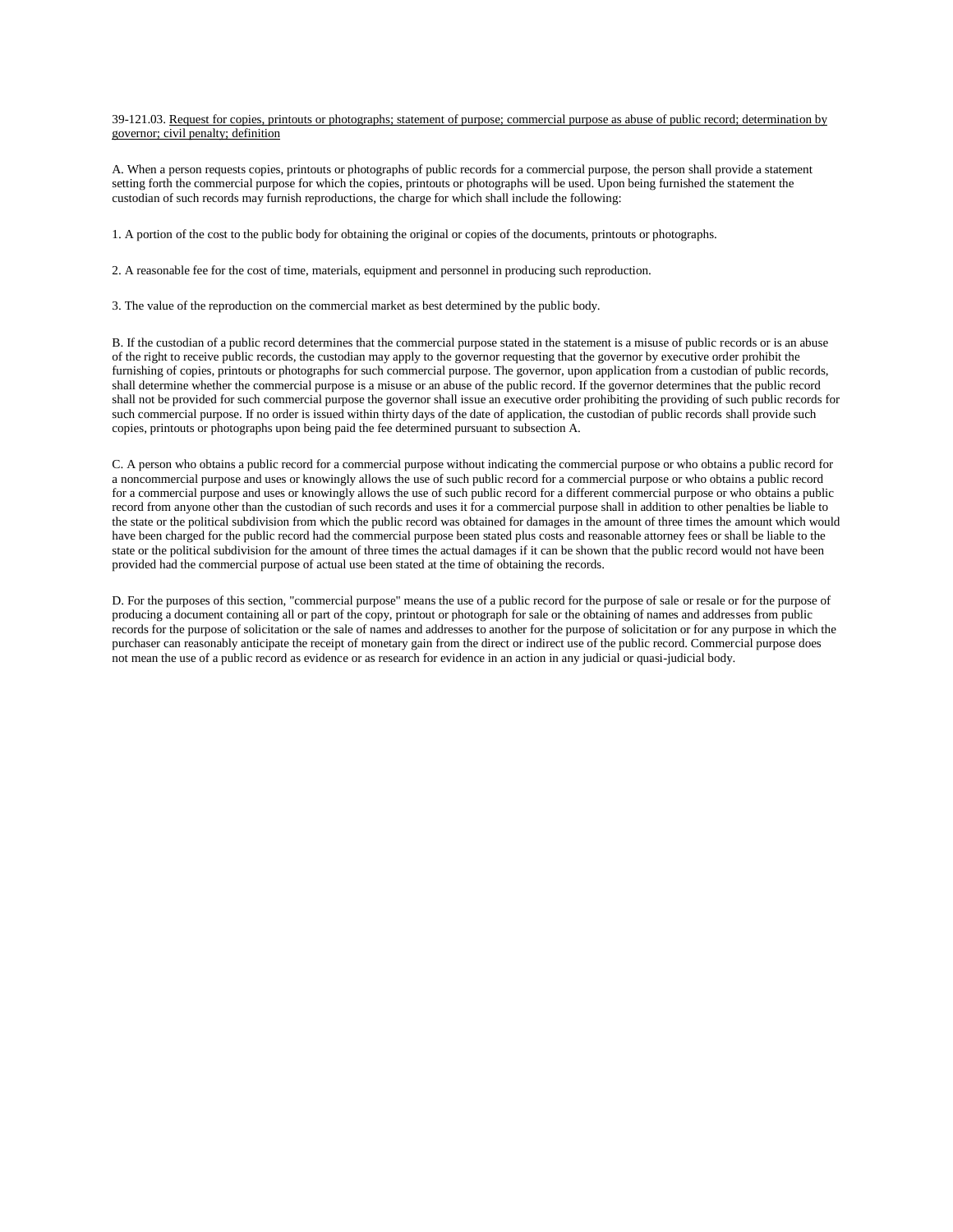39-121.03. Request for copies, printouts or photographs; statement of purpose; commercial purpose as abuse of public record; determination by governor; civil penalty; definition

A. When a person requests copies, printouts or photographs of public records for a commercial purpose, the person shall provide a statement setting forth the commercial purpose for which the copies, printouts or photographs will be used. Upon being furnished the statement the custodian of such records may furnish reproductions, the charge for which shall include the following:

1. A portion of the cost to the public body for obtaining the original or copies of the documents, printouts or photographs.

2. A reasonable fee for the cost of time, materials, equipment and personnel in producing such reproduction.

3. The value of the reproduction on the commercial market as best determined by the public body.

B. If the custodian of a public record determines that the commercial purpose stated in the statement is a misuse of public records or is an abuse of the right to receive public records, the custodian may apply to the governor requesting that the governor by executive order prohibit the furnishing of copies, printouts or photographs for such commercial purpose. The governor, upon application from a custodian of public records, shall determine whether the commercial purpose is a misuse or an abuse of the public record. If the governor determines that the public record shall not be provided for such commercial purpose the governor shall issue an executive order prohibiting the providing of such public records for such commercial purpose. If no order is issued within thirty days of the date of application, the custodian of public records shall provide such copies, printouts or photographs upon being paid the fee determined pursuant to subsection A.

C. A person who obtains a public record for a commercial purpose without indicating the commercial purpose or who obtains a public record for a noncommercial purpose and uses or knowingly allows the use of such public record for a commercial purpose or who obtains a public record for a commercial purpose and uses or knowingly allows the use of such public record for a different commercial purpose or who obtains a public record from anyone other than the custodian of such records and uses it for a commercial purpose shall in addition to other penalties be liable to the state or the political subdivision from which the public record was obtained for damages in the amount of three times the amount which would have been charged for the public record had the commercial purpose been stated plus costs and reasonable attorney fees or shall be liable to the state or the political subdivision for the amount of three times the actual damages if it can be shown that the public record would not have been provided had the commercial purpose of actual use been stated at the time of obtaining the records.

D. For the purposes of this section, "commercial purpose" means the use of a public record for the purpose of sale or resale or for the purpose of producing a document containing all or part of the copy, printout or photograph for sale or the obtaining of names and addresses from public records for the purpose of solicitation or the sale of names and addresses to another for the purpose of solicitation or for any purpose in which the purchaser can reasonably anticipate the receipt of monetary gain from the direct or indirect use of the public record. Commercial purpose does not mean the use of a public record as evidence or as research for evidence in an action in any judicial or quasi-judicial body.